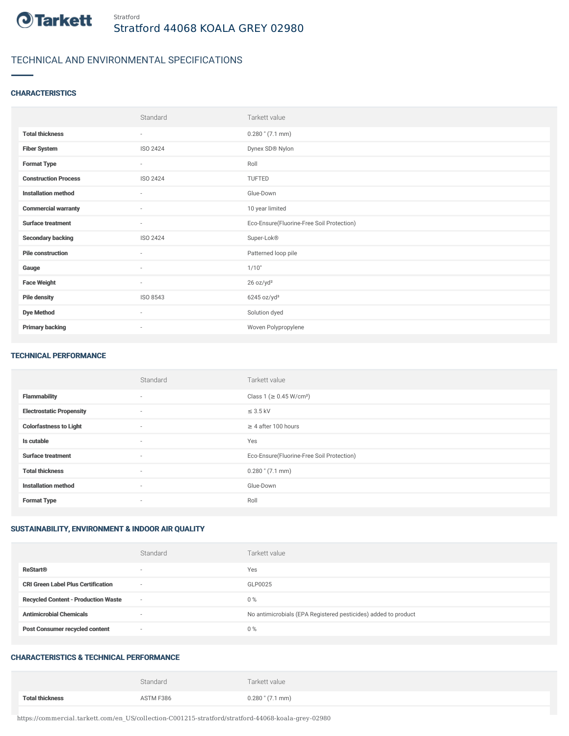Tarkett

Stratford

# Stratford 44068 KOALA GREY 02980

## TECHNICAL AND ENVIRONMENTAL SPECIFICATIONS

### CHARACTERISTICS

| | Standard | Tarkett value |
|---|---|---|
| **Total thickness** | - | 0.280 " (7.1 mm) |
| **Fiber System** | ISO 2424 | Dynex SD® Nylon |
| **Format Type** | - | Roll |
| **Construction Process** | ISO 2424 | TUFTED |
| **Installation method** | - | Glue-Down |
| **Commercial warranty** | - | 10 year limited |
| **Surface treatment** | - | Eco-Ensure(Fluorine-Free Soil Protection) |
| **Secondary backing** | ISO 2424 | Super-Lok® |
| **Pile construction** | - | Patterned loop pile |
| **Gauge** | - | 1/10" |
| **Face Weight** | - | 26 oz/yd² |
| **Pile density** | ISO 8543 | 6245 oz/yd³ |
| **Dye Method** | - | Solution dyed |
| **Primary backing** | - | Woven Polypropylene |

### TECHNICAL PERFORMANCE

| | Standard | Tarkett value |
|---|---|---|
| **Flammability** | - | Class 1 (≥ 0.45 W/cm²) |
| **Electrostatic Propensity** | - | ≤ 3.5 kV |
| **Colorfastness to Light** | - | ≥ 4 after 100 hours |
| **Is cutable** | - | Yes |
| **Surface treatment** | - | Eco-Ensure(Fluorine-Free Soil Protection) |
| **Total thickness** | - | 0.280 " (7.1 mm) |
| **Installation method** | - | Glue-Down |
| **Format Type** | - | Roll |

### SUSTAINABILITY, ENVIRONMENT & INDOOR AIR QUALITY

| | Standard | Tarkett value |
|---|---|---|
| **ReStart®** | - | Yes |
| **CRI Green Label Plus Certification** | - | GLP0025 |
| **Recycled Content - Production Waste** | - | 0 % |
| **Antimicrobial Chemicals** | - | No antimicrobials (EPA Registered pesticides) added to product |
| **Post Consumer recycled content** | - | 0 % |

### CHARACTERISTICS & TECHNICAL PERFORMANCE

| | Standard | Tarkett value |
|---|---|---|
| **Total thickness** | ASTM F386 | 0.280 " (7.1 mm) |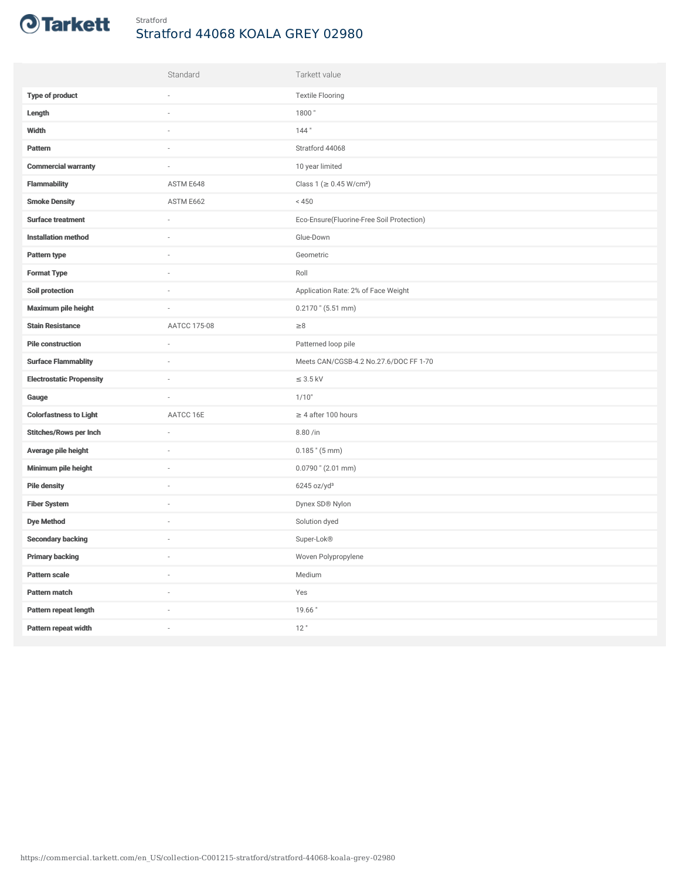Stratford

# Stratford 44068 KOALA GREY 02980

| | Standard | Tarkett value |
| --- | --- | --- |
| **Type of product** | - | Textile Flooring |
| **Length** | - | 1800 " |
| **Width** | - | 144 " |
| **Pattern** | - | Stratford 44068 |
| **Commercial warranty** | - | 10 year limited |
| **Flammability** | ASTM E648 | Class 1 (≥ 0.45 W/cm²) |
| **Smoke Density** | ASTM E662 | < 450 |
| **Surface treatment** | - | Eco-Ensure(Fluorine-Free Soil Protection) |
| **Installation method** | - | Glue-Down |
| **Pattern type** | - | Geometric |
| **Format Type** | - | Roll |
| **Soil protection** | - | Application Rate: 2% of Face Weight |
| **Maximum pile height** | - | 0.2170 " (5.51 mm) |
| **Stain Resistance** | AATCC 175-08 | ≥8 |
| **Pile construction** | - | Patterned loop pile |
| **Surface Flammablity** | - | Meets CAN/CGSB-4.2 No.27.6/DOC FF 1-70 |
| **Electrostatic Propensity** | - | ≤ 3.5 kV |
| **Gauge** | - | 1/10" |
| **Colorfastness to Light** | AATCC 16E | ≥ 4 after 100 hours |
| **Stitches/Rows per Inch** | - | 8.80 /in |
| **Average pile height** | - | 0.185 " (5 mm) |
| **Minimum pile height** | - | 0.0790 " (2.01 mm) |
| **Pile density** | - | 6245 oz/yd³ |
| **Fiber System** | - | Dynex SD® Nylon |
| **Dye Method** | - | Solution dyed |
| **Secondary backing** | - | Super-Lok® |
| **Primary backing** | - | Woven Polypropylene |
| **Pattern scale** | - | Medium |
| **Pattern match** | - | Yes |
| **Pattern repeat length** | - | 19.66 " |
| **Pattern repeat width** | - | 12 " |

https://commercial.tarkett.com/en_US/collection-C001215-stratford/stratford-44068-koala-grey-02980